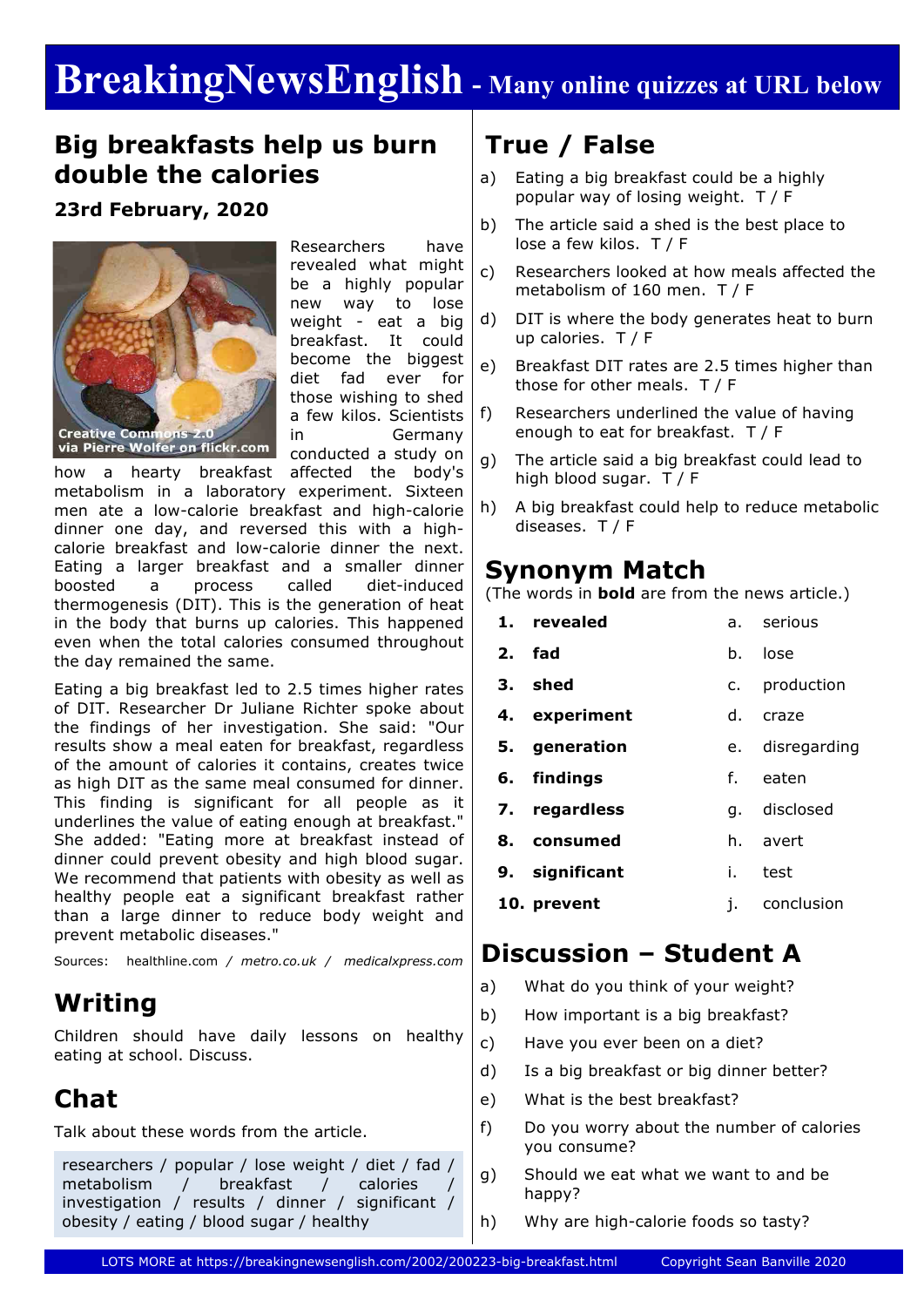# BreakingNewsEnglish - Many online quizzes at URL below

## Big breakfasts help us burn double the calories

**23rd February, 2020**

Creative Commons 2.0 via Pierre Wolfer on flickr.com

Researchers have revealed what might be a highly popular new way to lose weight - eat a big breakfast. It could become the biggest diet fad ever for those wishing to shed a few kilos. Scientists in Germany conducted a study on how a hearty breakfast affected the body's metabolism in a laboratory experiment. Sixteen men ate a low-calorie breakfast and high-calorie dinner one day, and reversed this with a high-calorie breakfast and low-calorie dinner the next. Eating a larger breakfast and a smaller dinner boosted a process called diet-induced thermogenesis (DIT). This is the generation of heat in the body that burns up calories. This happened even when the total calories consumed throughout the day remained the same.

Eating a big breakfast led to 2.5 times higher rates of DIT. Researcher Dr Juliane Richter spoke about the findings of her investigation. She said: "Our results show a meal eaten for breakfast, regardless of the amount of calories it contains, creates twice as high DIT as the same meal consumed for dinner. This finding is significant for all people as it underlines the value of eating enough at breakfast." She added: "Eating more at breakfast instead of dinner could prevent obesity and high blood sugar. We recommend that patients with obesity as well as healthy people eat a significant breakfast rather than a large dinner to reduce body weight and prevent metabolic diseases."

Sources: healthline.com / *metro.co.uk* / *medicalxpress.com*

## Writing

Children should have daily lessons on healthy eating at school. Discuss.

## Chat

Talk about these words from the article.

researchers / popular / lose weight / diet / fad / metabolism / breakfast / calories / investigation / results / dinner / significant / obesity / eating / blood sugar / healthy

## True / False

a) Eating a big breakfast could be a highly popular way of losing weight. T / F

b) The article said a shed is the best place to lose a few kilos. T / F

c) Researchers looked at how meals affected the metabolism of 160 men. T / F

d) DIT is where the body generates heat to burn up calories. T / F

e) Breakfast DIT rates are 2.5 times higher than those for other meals. T / F

f) Researchers underlined the value of having enough to eat for breakfast. T / F

g) The article said a big breakfast could lead to high blood sugar. T / F

h) A big breakfast could help to reduce metabolic diseases. T / F

## Synonym Match

(The words in **bold** are from the news article.)

| | | | |
|---|---|---|---|
| 1. | **revealed** | a. | serious |
| 2. | **fad** | b. | lose |
| 3. | **shed** | c. | production |
| 4. | **experiment** | d. | craze |
| 5. | **generation** | e. | disregarding |
| 6. | **findings** | f. | eaten |
| 7. | **regardless** | g. | disclosed |
| 8. | **consumed** | h. | avert |
| 9. | **significant** | i. | test |
| 10. | **prevent** | j. | conclusion |

## Discussion – Student A

a) What do you think of your weight?

b) How important is a big breakfast?

c) Have you ever been on a diet?

d) Is a big breakfast or big dinner better?

e) What is the best breakfast?

f) Do you worry about the number of calories you consume?

g) Should we eat what we want to and be happy?

h) Why are high-calorie foods so tasty?

LOTS MORE at https://breakingnewsenglish.com/2002/200223-big-breakfast.html Copyright Sean Banville 2020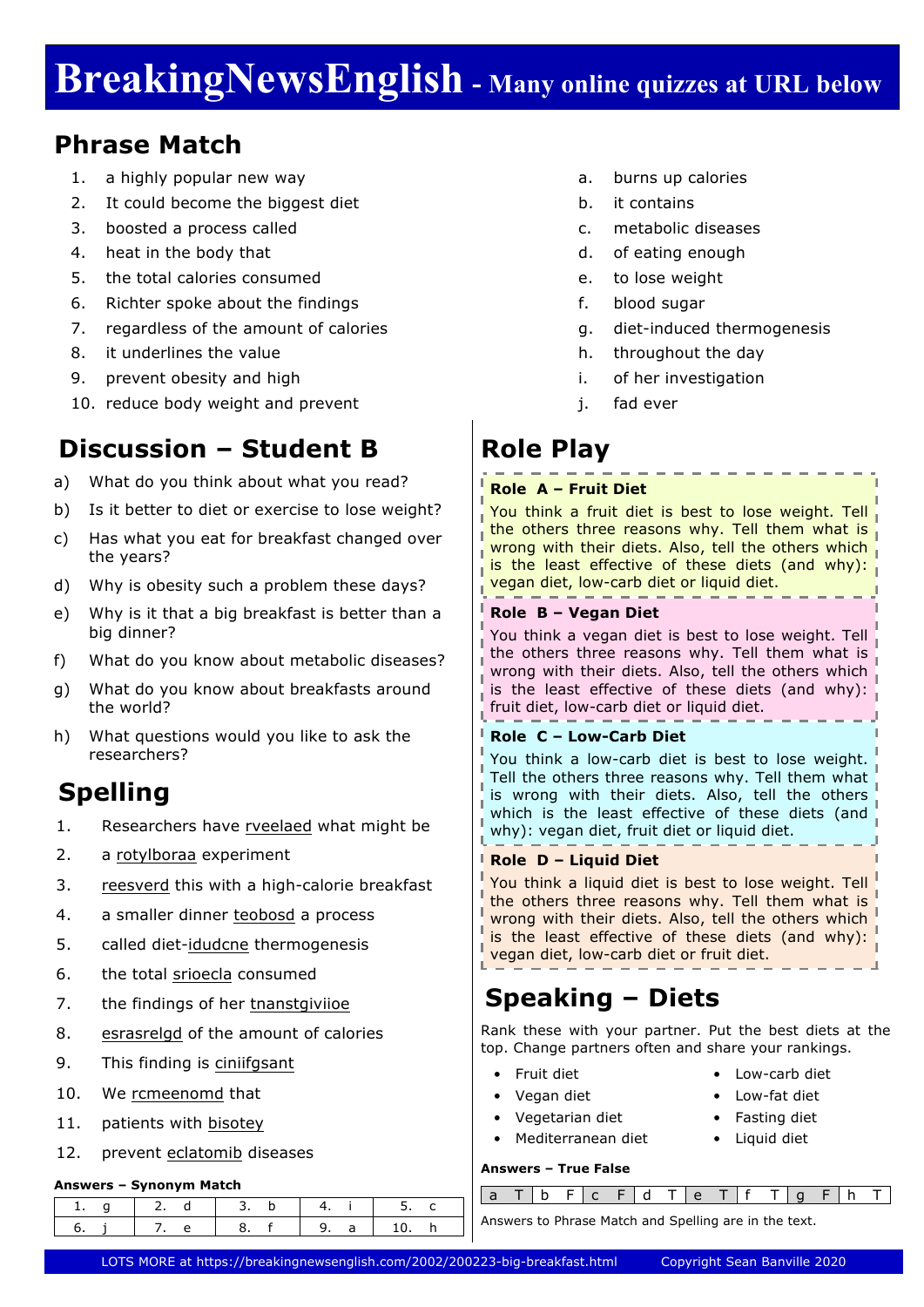# BreakingNewsEnglish - Many online quizzes at URL below

## Phrase Match

1. a highly popular new way
2. It could become the biggest diet
3. boosted a process called
4. heat in the body that
5. the total calories consumed
6. Richter spoke about the findings
7. regardless of the amount of calories
8. it underlines the value
9. prevent obesity and high
10. reduce body weight and prevent

a. burns up calories
b. it contains
c. metabolic diseases
d. of eating enough
e. to lose weight
f. blood sugar
g. diet-induced thermogenesis
h. throughout the day
i. of her investigation
j. fad ever

## Discussion – Student B

a) What do you think about what you read?
b) Is it better to diet or exercise to lose weight?
c) Has what you eat for breakfast changed over the years?
d) Why is obesity such a problem these days?
e) Why is it that a big breakfast is better than a big dinner?
f) What do you know about metabolic diseases?
g) What do you know about breakfasts around the world?
h) What questions would you like to ask the researchers?

## Spelling

1. Researchers have rveelaed what might be
2. a rotylboraa experiment
3. reesverd this with a high-calorie breakfast
4. a smaller dinner teobosd a process
5. called diet-idudcne thermogenesis
6. the total srioecla consumed
7. the findings of her tnanstgiviioe
8. esrasrelgd of the amount of calories
9. This finding is ciniifgsant
10. We rcmeenomd that
11. patients with bisotey
12. prevent eclatomib diseases

**Answers – Synonym Match**

| | | | | |
|---|---|---|---|---|
| 1. g | 2. d | 3. b | 4. i | 5. c |
| 6. j | 7. e | 8. f | 9. a | 10. h |

## Role Play

**Role A – Fruit Diet**
You think a fruit diet is best to lose weight. Tell the others three reasons why. Tell them what is wrong with their diets. Also, tell the others which is the least effective of these diets (and why): vegan diet, low-carb diet or liquid diet.

**Role B – Vegan Diet**
You think a vegan diet is best to lose weight. Tell the others three reasons why. Tell them what is wrong with their diets. Also, tell the others which is the least effective of these diets (and why): fruit diet, low-carb diet or liquid diet.

**Role C – Low-Carb Diet**
You think a low-carb diet is best to lose weight. Tell the others three reasons why. Tell them what is wrong with their diets. Also, tell the others which is the least effective of these diets (and why): vegan diet, fruit diet or liquid diet.

**Role D – Liquid Diet**
You think a liquid diet is best to lose weight. Tell the others three reasons why. Tell them what is wrong with their diets. Also, tell the others which is the least effective of these diets (and why): vegan diet, low-carb diet or fruit diet.

## Speaking – Diets

Rank these with your partner. Put the best diets at the top. Change partners often and share your rankings.

- Fruit diet
- Vegan diet
- Vegetarian diet
- Mediterranean diet
- Low-carb diet
- Low-fat diet
- Fasting diet
- Liquid diet

**Answers – True False**

| | | | | | | | | | | | | | | | |
|---|---|---|---|---|---|---|---|---|---|---|---|---|---|---|---|
| a | T | b | F | c | F | d | T | e | T | f | T | g | F | h | T |

Answers to Phrase Match and Spelling are in the text.

LOTS MORE at https://breakingnewsenglish.com/2002/200223-big-breakfast.html Copyright Sean Banville 2020